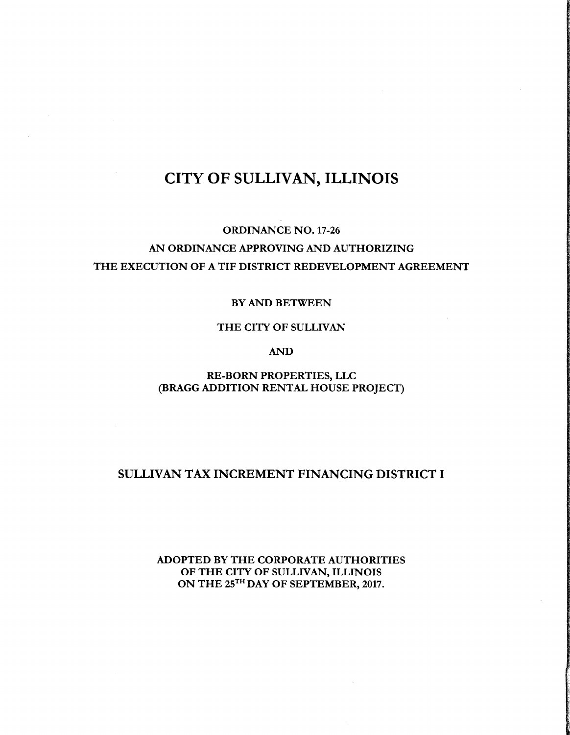# CITY OF SULLIVAN, ILLINOIS

**ORDINANCE NO. 17-26**

**AN ORDINANCE APPROVING AND AUTHORIZING**
**THE EXECUTION OF A TIF DISTRICT REDEVELOPMENT AGREEMENT**

**BY AND BETWEEN**

**THE CITY OF SULLIVAN**

**AND**

**RE-BORN PROPERTIES, LLC**
**(BRAGG ADDITION RENTAL HOUSE PROJECT)**

## SULLIVAN TAX INCREMENT FINANCING DISTRICT I

**ADOPTED BY THE CORPORATE AUTHORITIES**
**OF THE CITY OF SULLIVAN, ILLINOIS**
**ON THE 25TH DAY OF SEPTEMBER, 2017.**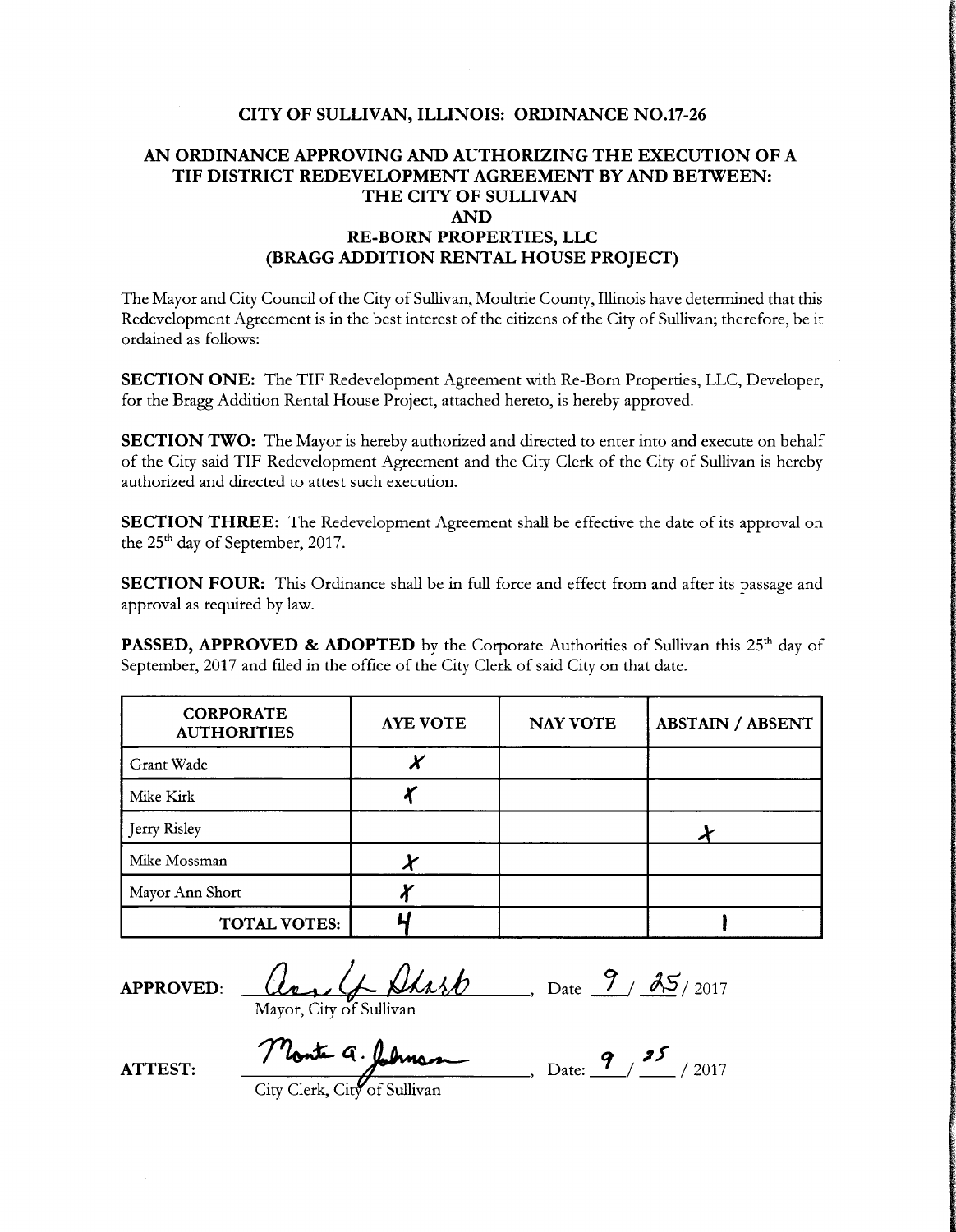# CITY OF SULLIVAN, ILLINOIS: ORDINANCE NO.17-26

## AN ORDINANCE APPROVING AND AUTHORIZING THE EXECUTION OF A TIF DISTRICT REDEVELOPMENT AGREEMENT BY AND BETWEEN: THE CITY OF SULLIVAN AND RE-BORN PROPERTIES, LLC (BRAGG ADDITION RENTAL HOUSE PROJECT)

The Mayor and City Council of the City of Sullivan, Moultrie County, Illinois have determined that this Redevelopment Agreement is in the best interest of the citizens of the City of Sullivan; therefore, be it ordained as follows:

**SECTION ONE:** The TIF Redevelopment Agreement with Re-Born Properties, LLC, Developer, for the Bragg Addition Rental House Project, attached hereto, is hereby approved.

**SECTION TWO:** The Mayor is hereby authorized and directed to enter into and execute on behalf of the City said TIF Redevelopment Agreement and the City Clerk of the City of Sullivan is hereby authorized and directed to attest such execution.

**SECTION THREE:** The Redevelopment Agreement shall be effective the date of its approval on the 25th day of September, 2017.

**SECTION FOUR:** This Ordinance shall be in full force and effect from and after its passage and approval as required by law.

**PASSED, APPROVED & ADOPTED** by the Corporate Authorities of Sullivan this 25th day of September, 2017 and filed in the office of the City Clerk of said City on that date.

| CORPORATE AUTHORITIES | AYE VOTE | NAY VOTE | ABSTAIN / ABSENT |
|---|---|---|---|
| Grant Wade | X | | |
| Mike Kirk | X | | |
| Jerry Risley | | | X |
| Mike Mossman | X | | |
| Mayor Ann Short | X | | |
| **TOTAL VOTES:** | 4 | | 1 |

**APPROVED:** Ann L. Short, Date 9 / 25 / 2017
Mayor, City of Sullivan

**ATTEST:** Monte A. Johnson, Date: 9 / 25 / 2017
City Clerk, City of Sullivan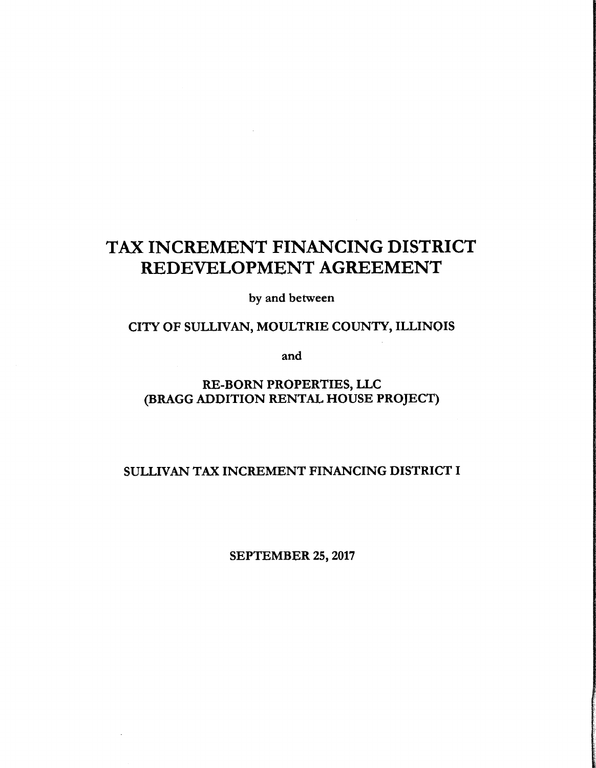# TAX INCREMENT FINANCING DISTRICT REDEVELOPMENT AGREEMENT

by and between

CITY OF SULLIVAN, MOULTRIE COUNTY, ILLINOIS

and

RE-BORN PROPERTIES, LLC
(BRAGG ADDITION RENTAL HOUSE PROJECT)

SULLIVAN TAX INCREMENT FINANCING DISTRICT I

SEPTEMBER 25, 2017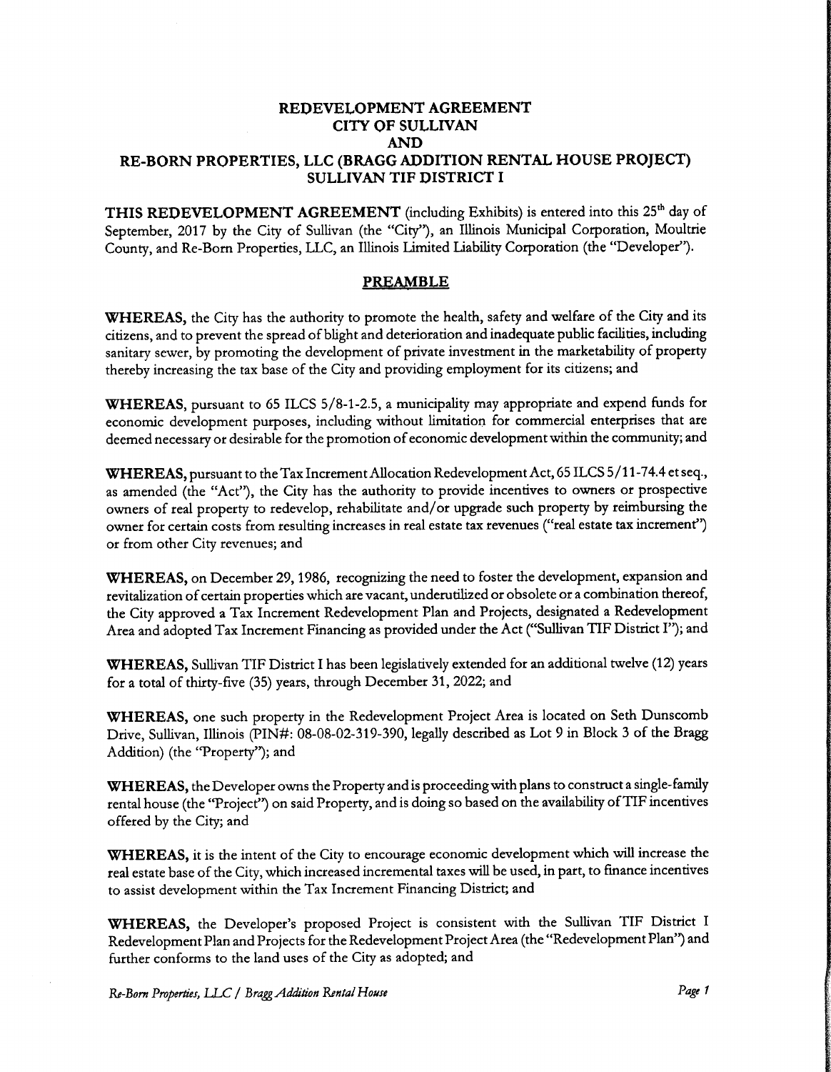# REDEVELOPMENT AGREEMENT
# CITY OF SULLIVAN
# AND
# RE-BORN PROPERTIES, LLC (BRAGG ADDITION RENTAL HOUSE PROJECT)
# SULLIVAN TIF DISTRICT I

**THIS REDEVELOPMENT AGREEMENT** (including Exhibits) is entered into this 25th day of September, 2017 by the City of Sullivan (the "City"), an Illinois Municipal Corporation, Moultrie County, and Re-Born Properties, LLC, an Illinois Limited Liability Corporation (the "Developer").

## PREAMBLE

**WHEREAS,** the City has the authority to promote the health, safety and welfare of the City and its citizens, and to prevent the spread of blight and deterioration and inadequate public facilities, including sanitary sewer, by promoting the development of private investment in the marketability of property thereby increasing the tax base of the City and providing employment for its citizens; and

**WHEREAS,** pursuant to 65 ILCS 5/8-1-2.5, a municipality may appropriate and expend funds for economic development purposes, including without limitation for commercial enterprises that are deemed necessary or desirable for the promotion of economic development within the community; and

**WHEREAS,** pursuant to the Tax Increment Allocation Redevelopment Act, 65 ILCS 5/11-74.4 et seq., as amended (the "Act"), the City has the authority to provide incentives to owners or prospective owners of real property to redevelop, rehabilitate and/or upgrade such property by reimbursing the owner for certain costs from resulting increases in real estate tax revenues ("real estate tax increment") or from other City revenues; and

**WHEREAS,** on December 29, 1986, recognizing the need to foster the development, expansion and revitalization of certain properties which are vacant, underutilized or obsolete or a combination thereof, the City approved a Tax Increment Redevelopment Plan and Projects, designated a Redevelopment Area and adopted Tax Increment Financing as provided under the Act ("Sullivan TIF District I"); and

**WHEREAS,** Sullivan TIF District I has been legislatively extended for an additional twelve (12) years for a total of thirty-five (35) years, through December 31, 2022; and

**WHEREAS,** one such property in the Redevelopment Project Area is located on Seth Dunscomb Drive, Sullivan, Illinois (PIN#: 08-08-02-319-390, legally described as Lot 9 in Block 3 of the Bragg Addition) (the "Property"); and

**WHEREAS,** the Developer owns the Property and is proceeding with plans to construct a single-family rental house (the "Project") on said Property, and is doing so based on the availability of TIF incentives offered by the City; and

**WHEREAS,** it is the intent of the City to encourage economic development which will increase the real estate base of the City, which increased incremental taxes will be used, in part, to finance incentives to assist development within the Tax Increment Financing District; and

**WHEREAS,** the Developer's proposed Project is consistent with the Sullivan TIF District I Redevelopment Plan and Projects for the Redevelopment Project Area (the "Redevelopment Plan") and further conforms to the land uses of the City as adopted; and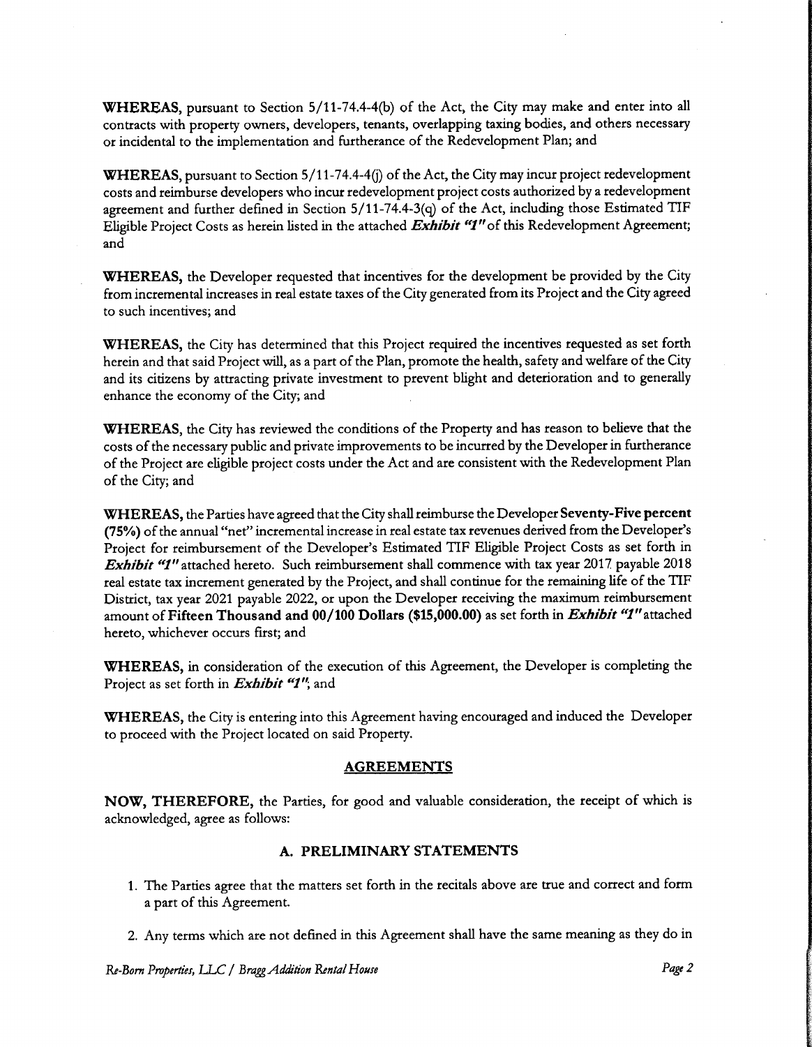**WHEREAS**, pursuant to Section 5/11-74.4-4(b) of the Act, the City may make and enter into all contracts with property owners, developers, tenants, overlapping taxing bodies, and others necessary or incidental to the implementation and furtherance of the Redevelopment Plan; and

**WHEREAS**, pursuant to Section 5/11-74.4-4(j) of the Act, the City may incur project redevelopment costs and reimburse developers who incur redevelopment project costs authorized by a redevelopment agreement and further defined in Section 5/11-74.4-3(q) of the Act, including those Estimated TIF Eligible Project Costs as herein listed in the attached ***Exhibit "1"*** of this Redevelopment Agreement; and

**WHEREAS**, the Developer requested that incentives for the development be provided by the City from incremental increases in real estate taxes of the City generated from its Project and the City agreed to such incentives; and

**WHEREAS**, the City has determined that this Project required the incentives requested as set forth herein and that said Project will, as a part of the Plan, promote the health, safety and welfare of the City and its citizens by attracting private investment to prevent blight and deterioration and to generally enhance the economy of the City; and

**WHEREAS**, the City has reviewed the conditions of the Property and has reason to believe that the costs of the necessary public and private improvements to be incurred by the Developer in furtherance of the Project are eligible project costs under the Act and are consistent with the Redevelopment Plan of the City; and

**WHEREAS**, the Parties have agreed that the City shall reimburse the Developer **Seventy-Five percent (75%)** of the annual "net" incremental increase in real estate tax revenues derived from the Developer's Project for reimbursement of the Developer's Estimated TIF Eligible Project Costs as set forth in ***Exhibit "1"*** attached hereto. Such reimbursement shall commence with tax year 2017 payable 2018 real estate tax increment generated by the Project, and shall continue for the remaining life of the TIF District, tax year 2021 payable 2022, or upon the Developer receiving the maximum reimbursement amount of **Fifteen Thousand and 00/100 Dollars ($15,000.00)** as set forth in ***Exhibit "1"*** attached hereto, whichever occurs first; and

**WHEREAS**, in consideration of the execution of this Agreement, the Developer is completing the Project as set forth in ***Exhibit "1"***; and

**WHEREAS**, the City is entering into this Agreement having encouraged and induced the Developer to proceed with the Project located on said Property.

## AGREEMENTS

**NOW, THEREFORE,** the Parties, for good and valuable consideration, the receipt of which is acknowledged, agree as follows:

### A. PRELIMINARY STATEMENTS

1. The Parties agree that the matters set forth in the recitals above are true and correct and form a part of this Agreement.

2. Any terms which are not defined in this Agreement shall have the same meaning as they do in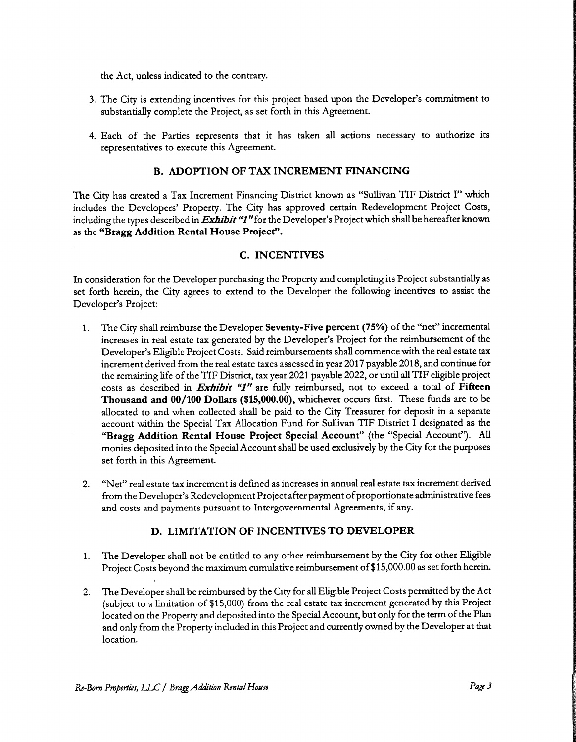the Act, unless indicated to the contrary.

3. The City is extending incentives for this project based upon the Developer's commitment to substantially complete the Project, as set forth in this Agreement.

4. Each of the Parties represents that it has taken all actions necessary to authorize its representatives to execute this Agreement.

## B. ADOPTION OF TAX INCREMENT FINANCING

The City has created a Tax Increment Financing District known as "Sullivan TIF District I" which includes the Developers' Property. The City has approved certain Redevelopment Project Costs, including the types described in ***Exhibit "1"*** for the Developer's Project which shall be hereafter known as the **"Bragg Addition Rental House Project".**

## C. INCENTIVES

In consideration for the Developer purchasing the Property and completing its Project substantially as set forth herein, the City agrees to extend to the Developer the following incentives to assist the Developer's Project:

1. The City shall reimburse the Developer **Seventy-Five percent (75%)** of the "net" incremental increases in real estate tax generated by the Developer's Project for the reimbursement of the Developer's Eligible Project Costs. Said reimbursements shall commence with the real estate tax increment derived from the real estate taxes assessed in year 2017 payable 2018, and continue for the remaining life of the TIF District, tax year 2021 payable 2022, or until all TIF eligible project costs as described in ***Exhibit "1"*** are fully reimbursed, not to exceed a total of **Fifteen Thousand and 00/100 Dollars ($15,000.00)**, whichever occurs first. These funds are to be allocated to and when collected shall be paid to the City Treasurer for deposit in a separate account within the Special Tax Allocation Fund for Sullivan TIF District I designated as the **"Bragg Addition Rental House Project Special Account"** (the "Special Account"). All monies deposited into the Special Account shall be used exclusively by the City for the purposes set forth in this Agreement.

2. "Net" real estate tax increment is defined as increases in annual real estate tax increment derived from the Developer's Redevelopment Project after payment of proportionate administrative fees and costs and payments pursuant to Intergovernmental Agreements, if any.

## D. LIMITATION OF INCENTIVES TO DEVELOPER

1. The Developer shall not be entitled to any other reimbursement by the City for other Eligible Project Costs beyond the maximum cumulative reimbursement of $15,000.00 as set forth herein.

2. The Developer shall be reimbursed by the City for all Eligible Project Costs permitted by the Act (subject to a limitation of $15,000) from the real estate tax increment generated by this Project located on the Property and deposited into the Special Account, but only for the term of the Plan and only from the Property included in this Project and currently owned by the Developer at that location.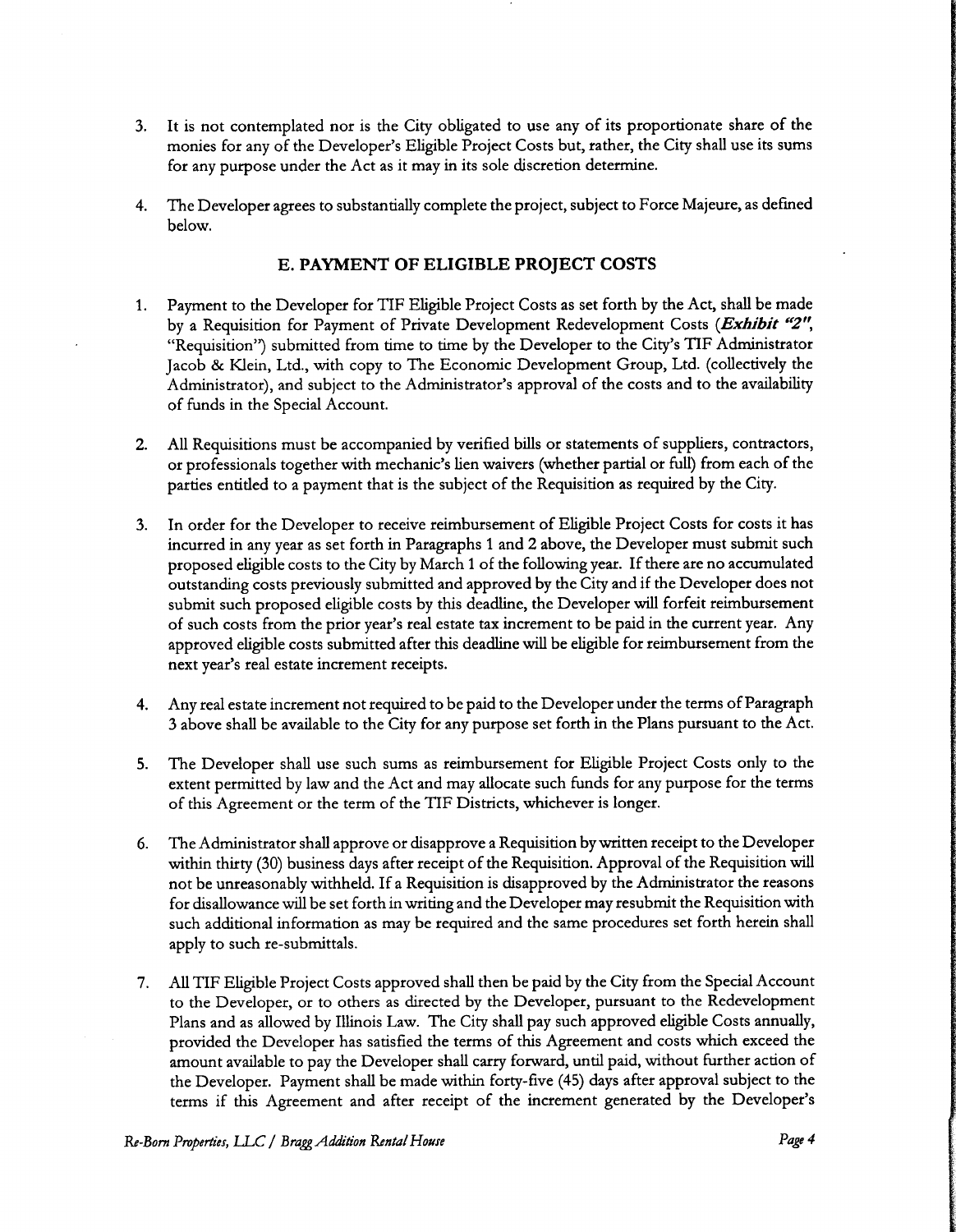3. It is not contemplated nor is the City obligated to use any of its proportionate share of the monies for any of the Developer's Eligible Project Costs but, rather, the City shall use its sums for any purpose under the Act as it may in its sole discretion determine.

4. The Developer agrees to substantially complete the project, subject to Force Majeure, as defined below.

## E. PAYMENT OF ELIGIBLE PROJECT COSTS

1. Payment to the Developer for TIF Eligible Project Costs as set forth by the Act, shall be made by a Requisition for Payment of Private Development Redevelopment Costs (***Exhibit "2"***, "Requisition") submitted from time to time by the Developer to the City's TIF Administrator Jacob & Klein, Ltd., with copy to The Economic Development Group, Ltd. (collectively the Administrator), and subject to the Administrator's approval of the costs and to the availability of funds in the Special Account.

2. All Requisitions must be accompanied by verified bills or statements of suppliers, contractors, or professionals together with mechanic's lien waivers (whether partial or full) from each of the parties entitled to a payment that is the subject of the Requisition as required by the City.

3. In order for the Developer to receive reimbursement of Eligible Project Costs for costs it has incurred in any year as set forth in Paragraphs 1 and 2 above, the Developer must submit such proposed eligible costs to the City by March 1 of the following year. If there are no accumulated outstanding costs previously submitted and approved by the City and if the Developer does not submit such proposed eligible costs by this deadline, the Developer will forfeit reimbursement of such costs from the prior year's real estate tax increment to be paid in the current year. Any approved eligible costs submitted after this deadline will be eligible for reimbursement from the next year's real estate increment receipts.

4. Any real estate increment not required to be paid to the Developer under the terms of Paragraph 3 above shall be available to the City for any purpose set forth in the Plans pursuant to the Act.

5. The Developer shall use such sums as reimbursement for Eligible Project Costs only to the extent permitted by law and the Act and may allocate such funds for any purpose for the terms of this Agreement or the term of the TIF Districts, whichever is longer.

6. The Administrator shall approve or disapprove a Requisition by written receipt to the Developer within thirty (30) business days after receipt of the Requisition. Approval of the Requisition will not be unreasonably withheld. If a Requisition is disapproved by the Administrator the reasons for disallowance will be set forth in writing and the Developer may resubmit the Requisition with such additional information as may be required and the same procedures set forth herein shall apply to such re-submittals.

7. All TIF Eligible Project Costs approved shall then be paid by the City from the Special Account to the Developer, or to others as directed by the Developer, pursuant to the Redevelopment Plans and as allowed by Illinois Law. The City shall pay such approved eligible Costs annually, provided the Developer has satisfied the terms of this Agreement and costs which exceed the amount available to pay the Developer shall carry forward, until paid, without further action of the Developer. Payment shall be made within forty-five (45) days after approval subject to the terms if this Agreement and after receipt of the increment generated by the Developer's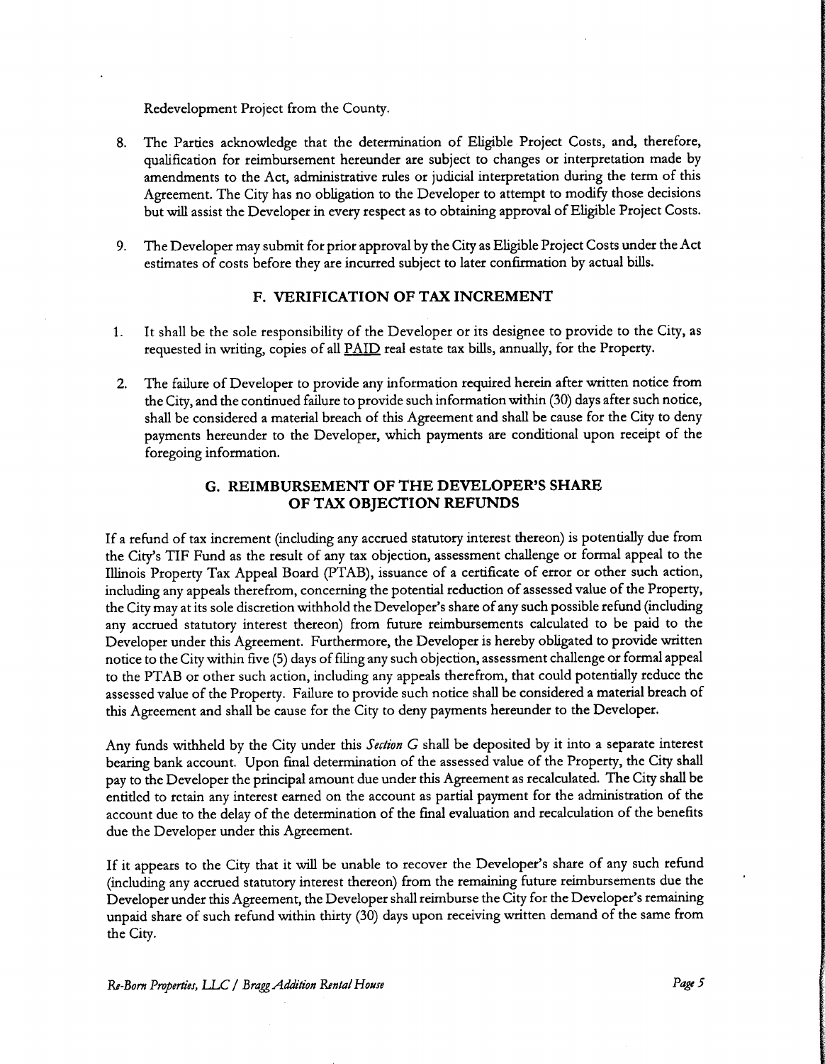Redevelopment Project from the County.

8. The Parties acknowledge that the determination of Eligible Project Costs, and, therefore, qualification for reimbursement hereunder are subject to changes or interpretation made by amendments to the Act, administrative rules or judicial interpretation during the term of this Agreement. The City has no obligation to the Developer to attempt to modify those decisions but will assist the Developer in every respect as to obtaining approval of Eligible Project Costs.

9. The Developer may submit for prior approval by the City as Eligible Project Costs under the Act estimates of costs before they are incurred subject to later confirmation by actual bills.

## F. VERIFICATION OF TAX INCREMENT

1. It shall be the sole responsibility of the Developer or its designee to provide to the City, as requested in writing, copies of all PAID real estate tax bills, annually, for the Property.

2. The failure of Developer to provide any information required herein after written notice from the City, and the continued failure to provide such information within (30) days after such notice, shall be considered a material breach of this Agreement and shall be cause for the City to deny payments hereunder to the Developer, which payments are conditional upon receipt of the foregoing information.

## G. REIMBURSEMENT OF THE DEVELOPER'S SHARE OF TAX OBJECTION REFUNDS

If a refund of tax increment (including any accrued statutory interest thereon) is potentially due from the City's TIF Fund as the result of any tax objection, assessment challenge or formal appeal to the Illinois Property Tax Appeal Board (PTAB), issuance of a certificate of error or other such action, including any appeals therefrom, concerning the potential reduction of assessed value of the Property, the City may at its sole discretion withhold the Developer's share of any such possible refund (including any accrued statutory interest thereon) from future reimbursements calculated to be paid to the Developer under this Agreement. Furthermore, the Developer is hereby obligated to provide written notice to the City within five (5) days of filing any such objection, assessment challenge or formal appeal to the PTAB or other such action, including any appeals therefrom, that could potentially reduce the assessed value of the Property. Failure to provide such notice shall be considered a material breach of this Agreement and shall be cause for the City to deny payments hereunder to the Developer.

Any funds withheld by the City under this *Section G* shall be deposited by it into a separate interest bearing bank account. Upon final determination of the assessed value of the Property, the City shall pay to the Developer the principal amount due under this Agreement as recalculated. The City shall be entitled to retain any interest earned on the account as partial payment for the administration of the account due to the delay of the determination of the final evaluation and recalculation of the benefits due the Developer under this Agreement.

If it appears to the City that it will be unable to recover the Developer's share of any such refund (including any accrued statutory interest thereon) from the remaining future reimbursements due the Developer under this Agreement, the Developer shall reimburse the City for the Developer's remaining unpaid share of such refund within thirty (30) days upon receiving written demand of the same from the City.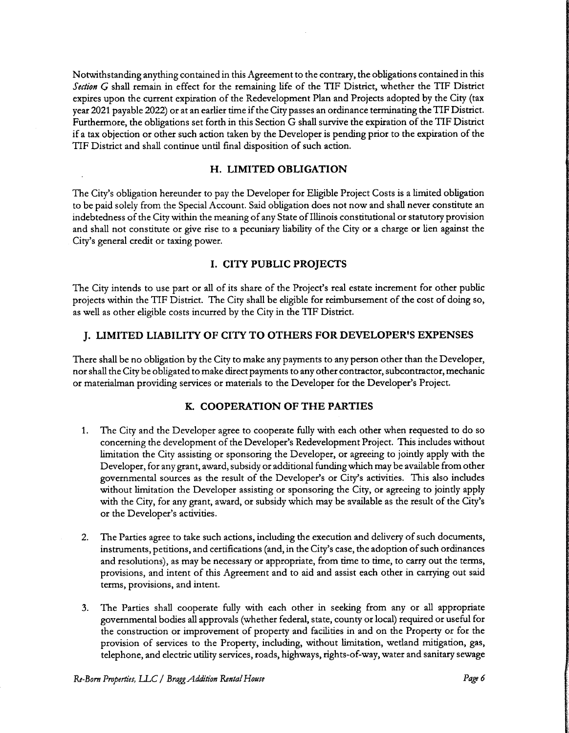Notwithstanding anything contained in this Agreement to the contrary, the obligations contained in this *Section G* shall remain in effect for the remaining life of the TIF District, whether the TIF District expires upon the current expiration of the Redevelopment Plan and Projects adopted by the City (tax year 2021 payable 2022) or at an earlier time if the City passes an ordinance terminating the TIF District. Furthermore, the obligations set forth in this Section G shall survive the expiration of the TIF District if a tax objection or other such action taken by the Developer is pending prior to the expiration of the TIF District and shall continue until final disposition of such action.

## H. LIMITED OBLIGATION

The City's obligation hereunder to pay the Developer for Eligible Project Costs is a limited obligation to be paid solely from the Special Account. Said obligation does not now and shall never constitute an indebtedness of the City within the meaning of any State of Illinois constitutional or statutory provision and shall not constitute or give rise to a pecuniary liability of the City or a charge or lien against the City's general credit or taxing power.

## I. CITY PUBLIC PROJECTS

The City intends to use part or all of its share of the Project's real estate increment for other public projects within the TIF District. The City shall be eligible for reimbursement of the cost of doing so, as well as other eligible costs incurred by the City in the TIF District.

## J. LIMITED LIABILITY OF CITY TO OTHERS FOR DEVELOPER'S EXPENSES

There shall be no obligation by the City to make any payments to any person other than the Developer, nor shall the City be obligated to make direct payments to any other contractor, subcontractor, mechanic or materialman providing services or materials to the Developer for the Developer's Project.

## K. COOPERATION OF THE PARTIES

1. The City and the Developer agree to cooperate fully with each other when requested to do so concerning the development of the Developer's Redevelopment Project. This includes without limitation the City assisting or sponsoring the Developer, or agreeing to jointly apply with the Developer, for any grant, award, subsidy or additional funding which may be available from other governmental sources as the result of the Developer's or City's activities. This also includes without limitation the Developer assisting or sponsoring the City, or agreeing to jointly apply with the City, for any grant, award, or subsidy which may be available as the result of the City's or the Developer's activities.

2. The Parties agree to take such actions, including the execution and delivery of such documents, instruments, petitions, and certifications (and, in the City's case, the adoption of such ordinances and resolutions), as may be necessary or appropriate, from time to time, to carry out the terms, provisions, and intent of this Agreement and to aid and assist each other in carrying out said terms, provisions, and intent.

3. The Parties shall cooperate fully with each other in seeking from any or all appropriate governmental bodies all approvals (whether federal, state, county or local) required or useful for the construction or improvement of property and facilities in and on the Property or for the provision of services to the Property, including, without limitation, wetland mitigation, gas, telephone, and electric utility services, roads, highways, rights-of-way, water and sanitary sewage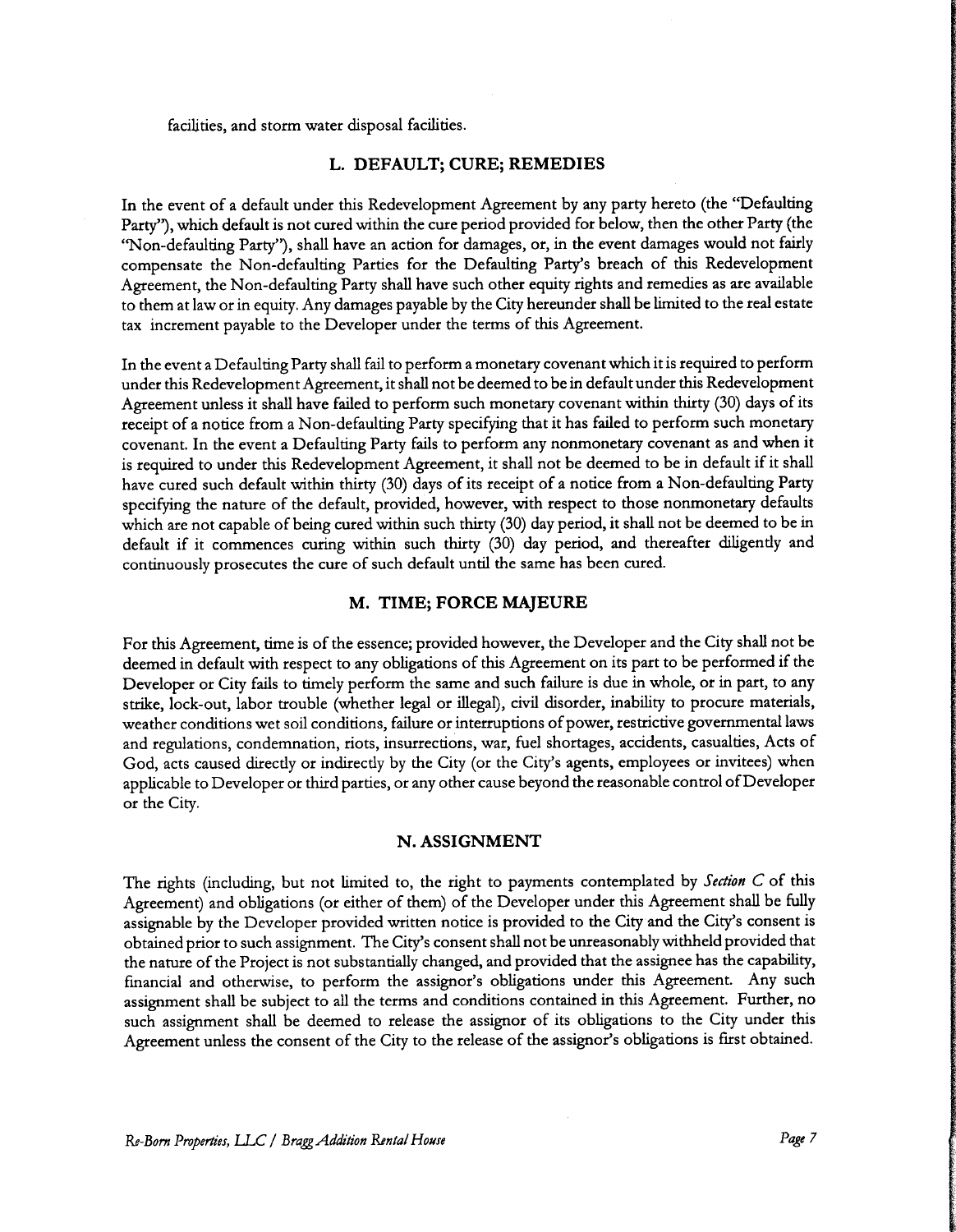facilities, and storm water disposal facilities.

## L. DEFAULT; CURE; REMEDIES

In the event of a default under this Redevelopment Agreement by any party hereto (the "Defaulting Party"), which default is not cured within the cure period provided for below, then the other Party (the "Non-defaulting Party"), shall have an action for damages, or, in the event damages would not fairly compensate the Non-defaulting Parties for the Defaulting Party's breach of this Redevelopment Agreement, the Non-defaulting Party shall have such other equity rights and remedies as are available to them at law or in equity. Any damages payable by the City hereunder shall be limited to the real estate tax increment payable to the Developer under the terms of this Agreement.

In the event a Defaulting Party shall fail to perform a monetary covenant which it is required to perform under this Redevelopment Agreement, it shall not be deemed to be in default under this Redevelopment Agreement unless it shall have failed to perform such monetary covenant within thirty (30) days of its receipt of a notice from a Non-defaulting Party specifying that it has failed to perform such monetary covenant. In the event a Defaulting Party fails to perform any nonmonetary covenant as and when it is required to under this Redevelopment Agreement, it shall not be deemed to be in default if it shall have cured such default within thirty (30) days of its receipt of a notice from a Non-defaulting Party specifying the nature of the default, provided, however, with respect to those nonmonetary defaults which are not capable of being cured within such thirty (30) day period, it shall not be deemed to be in default if it commences curing within such thirty (30) day period, and thereafter diligently and continuously prosecutes the cure of such default until the same has been cured.

## M. TIME; FORCE MAJEURE

For this Agreement, time is of the essence; provided however, the Developer and the City shall not be deemed in default with respect to any obligations of this Agreement on its part to be performed if the Developer or City fails to timely perform the same and such failure is due in whole, or in part, to any strike, lock-out, labor trouble (whether legal or illegal), civil disorder, inability to procure materials, weather conditions wet soil conditions, failure or interruptions of power, restrictive governmental laws and regulations, condemnation, riots, insurrections, war, fuel shortages, accidents, casualties, Acts of God, acts caused directly or indirectly by the City (or the City's agents, employees or invitees) when applicable to Developer or third parties, or any other cause beyond the reasonable control of Developer or the City.

## N. ASSIGNMENT

The rights (including, but not limited to, the right to payments contemplated by *Section C* of this Agreement) and obligations (or either of them) of the Developer under this Agreement shall be fully assignable by the Developer provided written notice is provided to the City and the City's consent is obtained prior to such assignment. The City's consent shall not be unreasonably withheld provided that the nature of the Project is not substantially changed, and provided that the assignee has the capability, financial and otherwise, to perform the assignor's obligations under this Agreement. Any such assignment shall be subject to all the terms and conditions contained in this Agreement. Further, no such assignment shall be deemed to release the assignor of its obligations to the City under this Agreement unless the consent of the City to the release of the assignor's obligations is first obtained.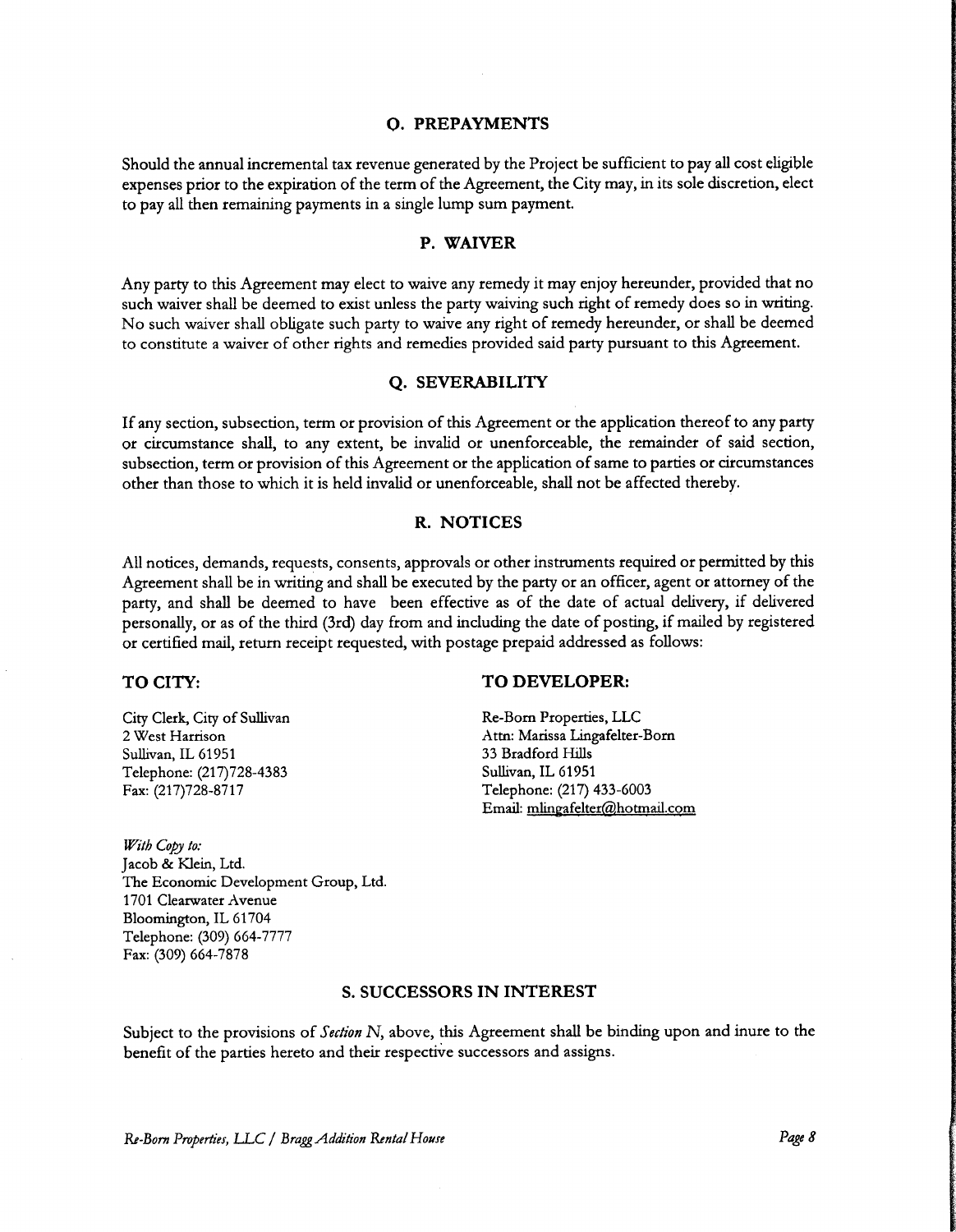## O. PREPAYMENTS

Should the annual incremental tax revenue generated by the Project be sufficient to pay all cost eligible expenses prior to the expiration of the term of the Agreement, the City may, in its sole discretion, elect to pay all then remaining payments in a single lump sum payment.

## P. WAIVER

Any party to this Agreement may elect to waive any remedy it may enjoy hereunder, provided that no such waiver shall be deemed to exist unless the party waiving such right of remedy does so in writing. No such waiver shall obligate such party to waive any right of remedy hereunder, or shall be deemed to constitute a waiver of other rights and remedies provided said party pursuant to this Agreement.

## Q. SEVERABILITY

If any section, subsection, term or provision of this Agreement or the application thereof to any party or circumstance shall, to any extent, be invalid or unenforceable, the remainder of said section, subsection, term or provision of this Agreement or the application of same to parties or circumstances other than those to which it is held invalid or unenforceable, shall not be affected thereby.

## R. NOTICES

All notices, demands, requests, consents, approvals or other instruments required or permitted by this Agreement shall be in writing and shall be executed by the party or an officer, agent or attorney of the party, and shall be deemed to have been effective as of the date of actual delivery, if delivered personally, or as of the third (3rd) day from and including the date of posting, if mailed by registered or certified mail, return receipt requested, with postage prepaid addressed as follows:

**TO CITY:**

City Clerk, City of Sullivan
2 West Harrison
Sullivan, IL 61951
Telephone: (217)728-4383
Fax: (217)728-8717

**TO DEVELOPER:**

Re-Born Properties, LLC
Attn: Marissa Lingafelter-Born
33 Bradford Hills
Sullivan, IL 61951
Telephone: (217) 433-6003
Email: mlingafelter@hotmail.com

*With Copy to:*
Jacob & Klein, Ltd.
The Economic Development Group, Ltd.
1701 Clearwater Avenue
Bloomington, IL 61704
Telephone: (309) 664-7777
Fax: (309) 664-7878

## S. SUCCESSORS IN INTEREST

Subject to the provisions of *Section N*, above, this Agreement shall be binding upon and inure to the benefit of the parties hereto and their respective successors and assigns.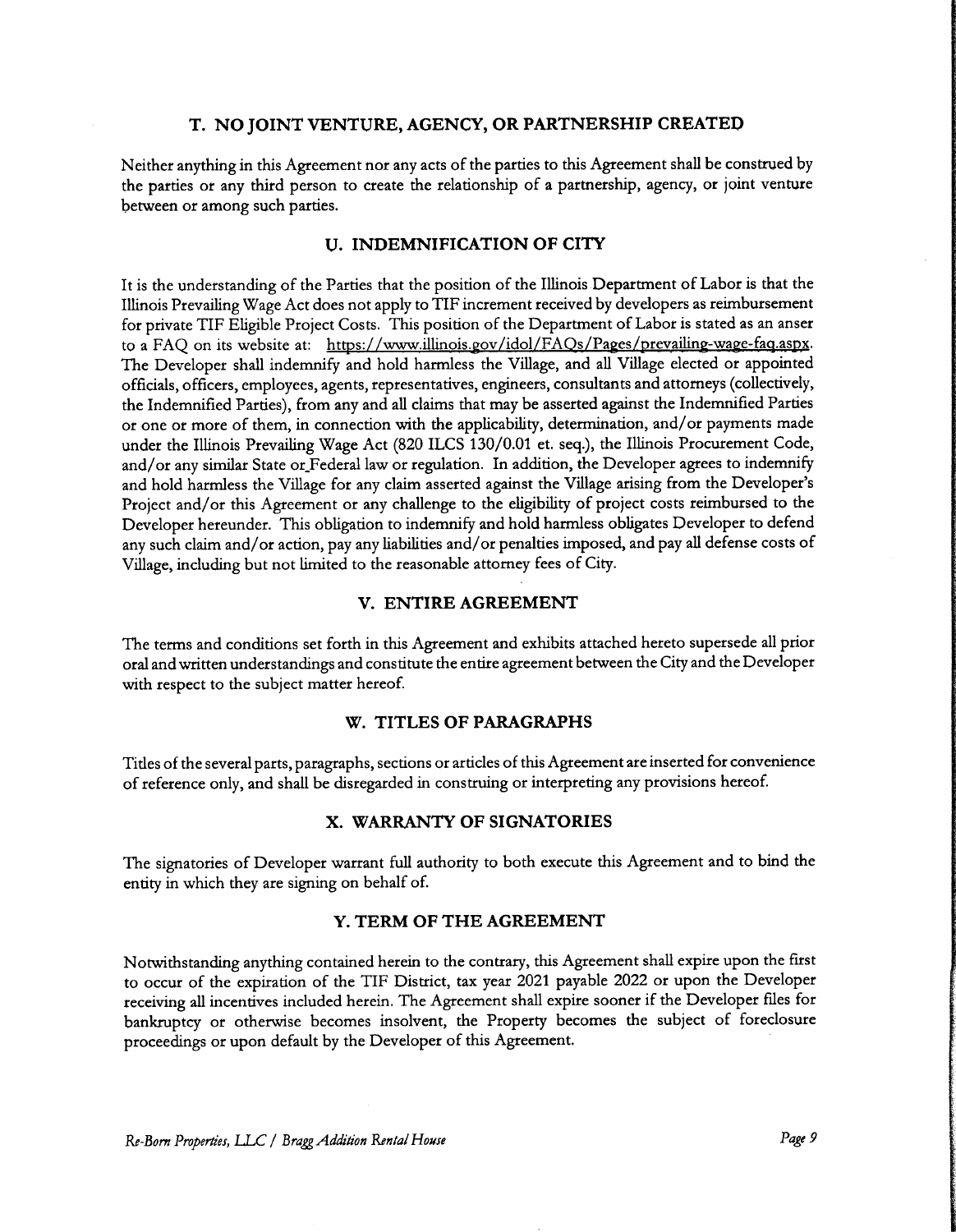## T. NO JOINT VENTURE, AGENCY, OR PARTNERSHIP CREATED

Neither anything in this Agreement nor any acts of the parties to this Agreement shall be construed by the parties or any third person to create the relationship of a partnership, agency, or joint venture between or among such parties.

## U. INDEMNIFICATION OF CITY

It is the understanding of the Parties that the position of the Illinois Department of Labor is that the Illinois Prevailing Wage Act does not apply to TIF increment received by developers as reimbursement for private TIF Eligible Project Costs. This position of the Department of Labor is stated as an anser to a FAQ on its website at: https://www.illinois.gov/idol/FAQs/Pages/prevailing-wage-faq.aspx. The Developer shall indemnify and hold harmless the Village, and all Village elected or appointed officials, officers, employees, agents, representatives, engineers, consultants and attorneys (collectively, the Indemnified Parties), from any and all claims that may be asserted against the Indemnified Parties or one or more of them, in connection with the applicability, determination, and/or payments made under the Illinois Prevailing Wage Act (820 ILCS 130/0.01 et. seq.), the Illinois Procurement Code, and/or any similar State or Federal law or regulation. In addition, the Developer agrees to indemnify and hold harmless the Village for any claim asserted against the Village arising from the Developer's Project and/or this Agreement or any challenge to the eligibility of project costs reimbursed to the Developer hereunder. This obligation to indemnify and hold harmless obligates Developer to defend any such claim and/or action, pay any liabilities and/or penalties imposed, and pay all defense costs of Village, including but not limited to the reasonable attorney fees of City.

## V. ENTIRE AGREEMENT

The terms and conditions set forth in this Agreement and exhibits attached hereto supersede all prior oral and written understandings and constitute the entire agreement between the City and the Developer with respect to the subject matter hereof.

## W. TITLES OF PARAGRAPHS

Titles of the several parts, paragraphs, sections or articles of this Agreement are inserted for convenience of reference only, and shall be disregarded in construing or interpreting any provisions hereof.

## X. WARRANTY OF SIGNATORIES

The signatories of Developer warrant full authority to both execute this Agreement and to bind the entity in which they are signing on behalf of.

## Y. TERM OF THE AGREEMENT

Notwithstanding anything contained herein to the contrary, this Agreement shall expire upon the first to occur of the expiration of the TIF District, tax year 2021 payable 2022 or upon the Developer receiving all incentives included herein. The Agreement shall expire sooner if the Developer files for bankruptcy or otherwise becomes insolvent, the Property becomes the subject of foreclosure proceedings or upon default by the Developer of this Agreement.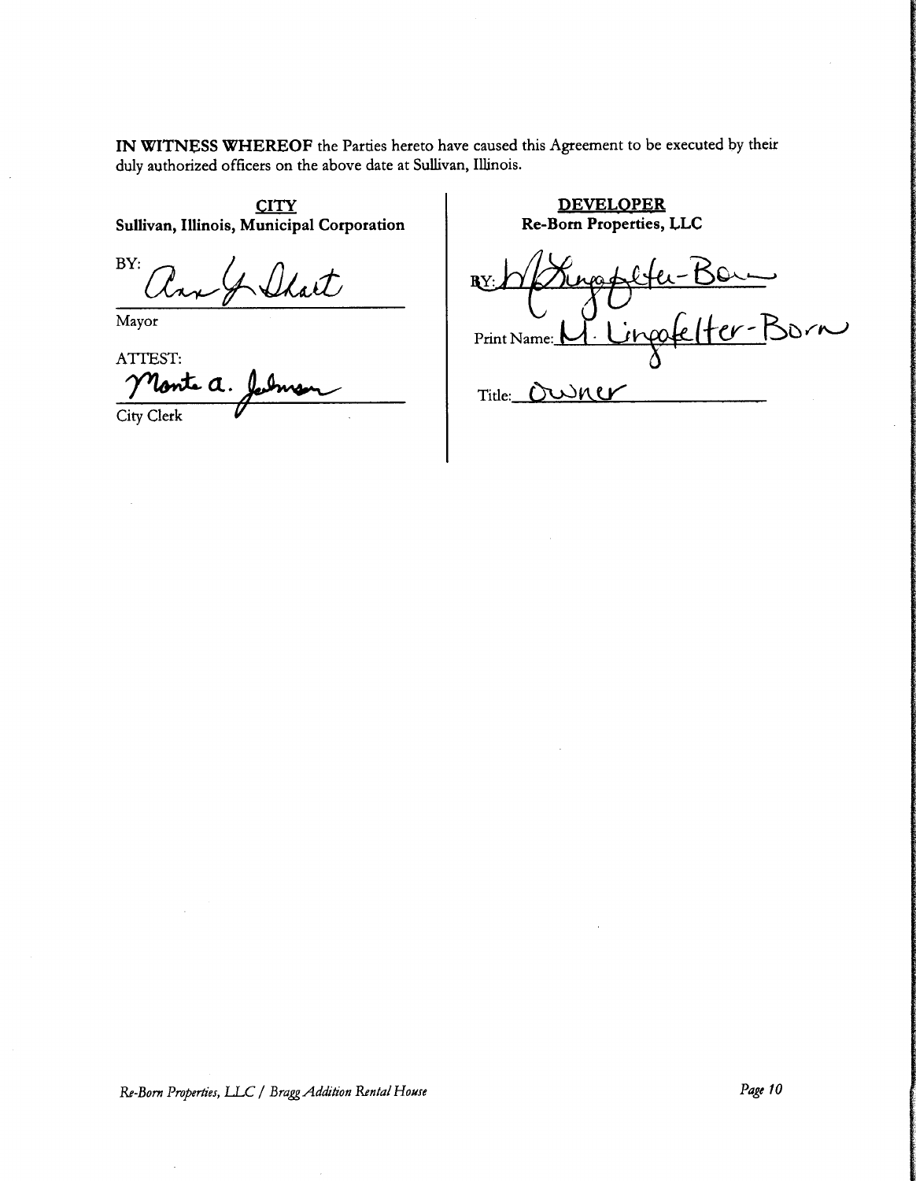**IN WITNESS WHEREOF** the Parties hereto have caused this Agreement to be executed by their duly authorized officers on the above date at Sullivan, Illinois.

**CITY**
**Sullivan, Illinois, Municipal Corporation**

BY: *Ann G. Short*

Mayor

ATTEST:
*Monte A. Johnson*

City Clerk

**DEVELOPER**
**Re-Born Properties, LLC**

BY: *M. Lingafelter-Born*

Print Name: M. Lingafelter-Born

Title: Owner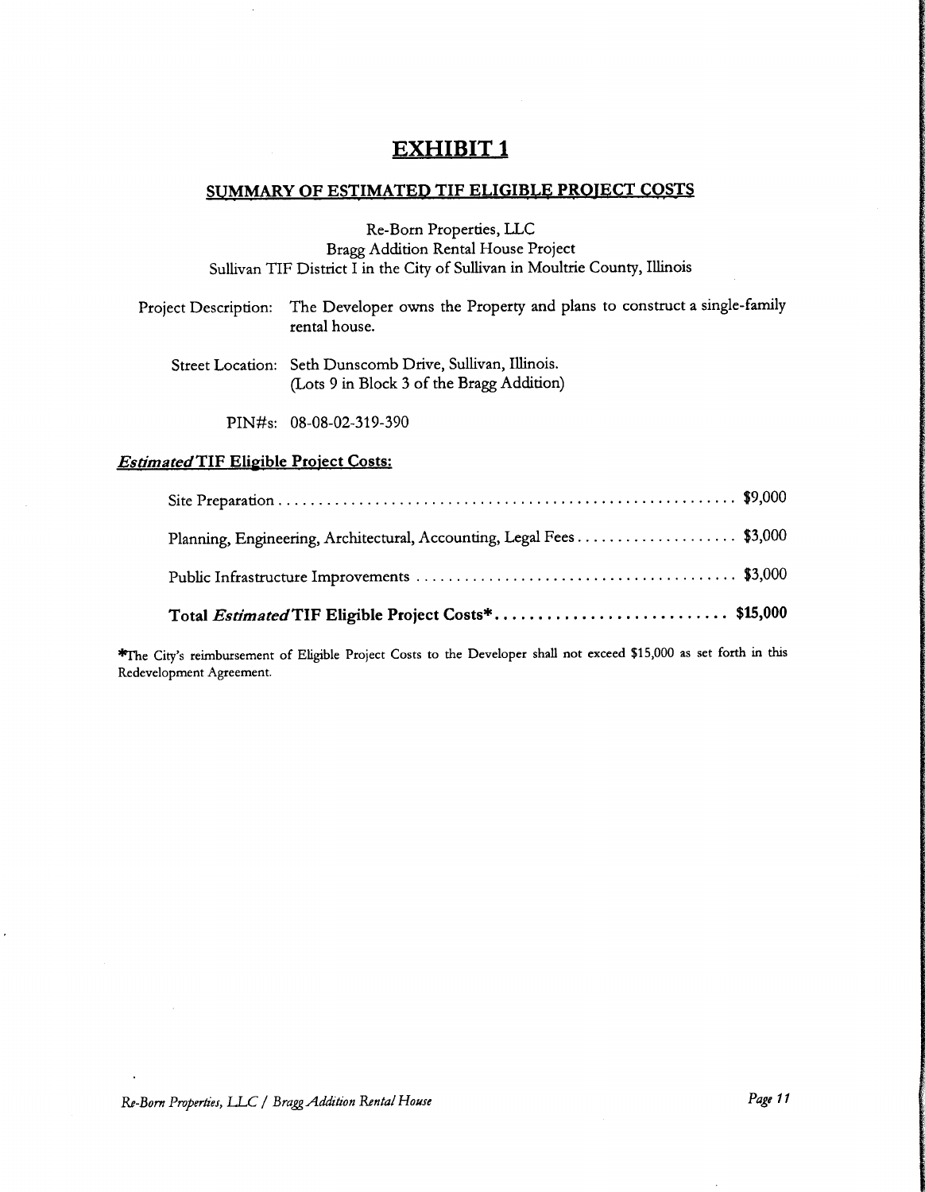# EXHIBIT 1

## SUMMARY OF ESTIMATED TIF ELIGIBLE PROJECT COSTS

Re-Born Properties, LLC
Bragg Addition Rental House Project
Sullivan TIF District I in the City of Sullivan in Moultrie County, Illinois

Project Description: The Developer owns the Property and plans to construct a single-family rental house.

Street Location: Seth Dunscomb Drive, Sullivan, Illinois.
(Lots 9 in Block 3 of the Bragg Addition)

PIN#s: 08-08-02-319-390

### *Estimated* TIF Eligible Project Costs:

| | |
|---|---|
| Site Preparation | $9,000 |
| Planning, Engineering, Architectural, Accounting, Legal Fees | $3,000 |
| Public Infrastructure Improvements | $3,000 |
| **Total *Estimated* TIF Eligible Project Costs*** | **$15,000** |

*The City's reimbursement of Eligible Project Costs to the Developer shall not exceed $15,000 as set forth in this Redevelopment Agreement.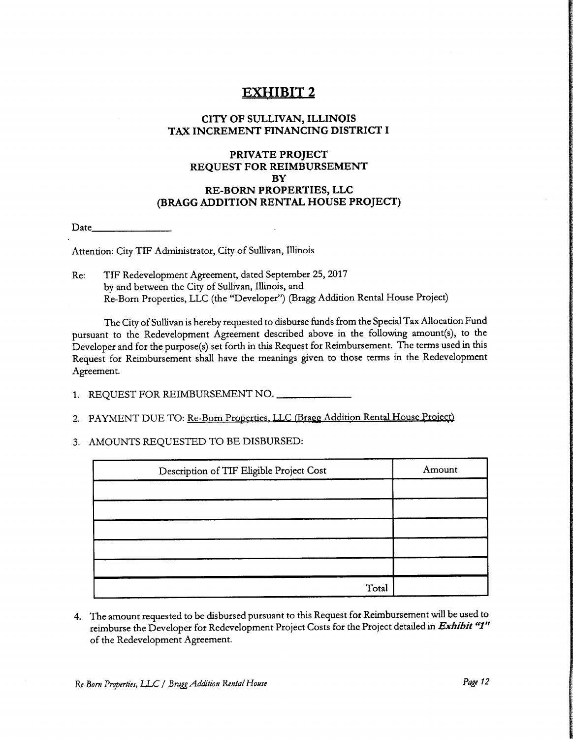# EXHIBIT 2

## CITY OF SULLIVAN, ILLINOIS
## TAX INCREMENT FINANCING DISTRICT I

### PRIVATE PROJECT
### REQUEST FOR REIMBURSEMENT
### BY
### RE-BORN PROPERTIES, LLC
### (BRAGG ADDITION RENTAL HOUSE PROJECT)

Date________________

Attention: City TIF Administrator, City of Sullivan, Illinois

Re: TIF Redevelopment Agreement, dated September 25, 2017
by and between the City of Sullivan, Illinois, and
Re-Born Properties, LLC (the "Developer") (Bragg Addition Rental House Project)

The City of Sullivan is hereby requested to disburse funds from the Special Tax Allocation Fund pursuant to the Redevelopment Agreement described above in the following amount(s), to the Developer and for the purpose(s) set forth in this Request for Reimbursement. The terms used in this Request for Reimbursement shall have the meanings given to those terms in the Redevelopment Agreement.

1. REQUEST FOR REIMBURSEMENT NO. ______________

2. PAYMENT DUE TO: Re-Born Properties, LLC (Bragg Addition Rental House Project)

3. AMOUNTS REQUESTED TO BE DISBURSED:

| Description of TIF Eligible Project Cost | Amount |
|---|---|
| | |
| | |
| | |
| | |
| | |
| Total | |

4. The amount requested to be disbursed pursuant to this Request for Reimbursement will be used to reimburse the Developer for Redevelopment Project Costs for the Project detailed in ***Exhibit "1"*** of the Redevelopment Agreement.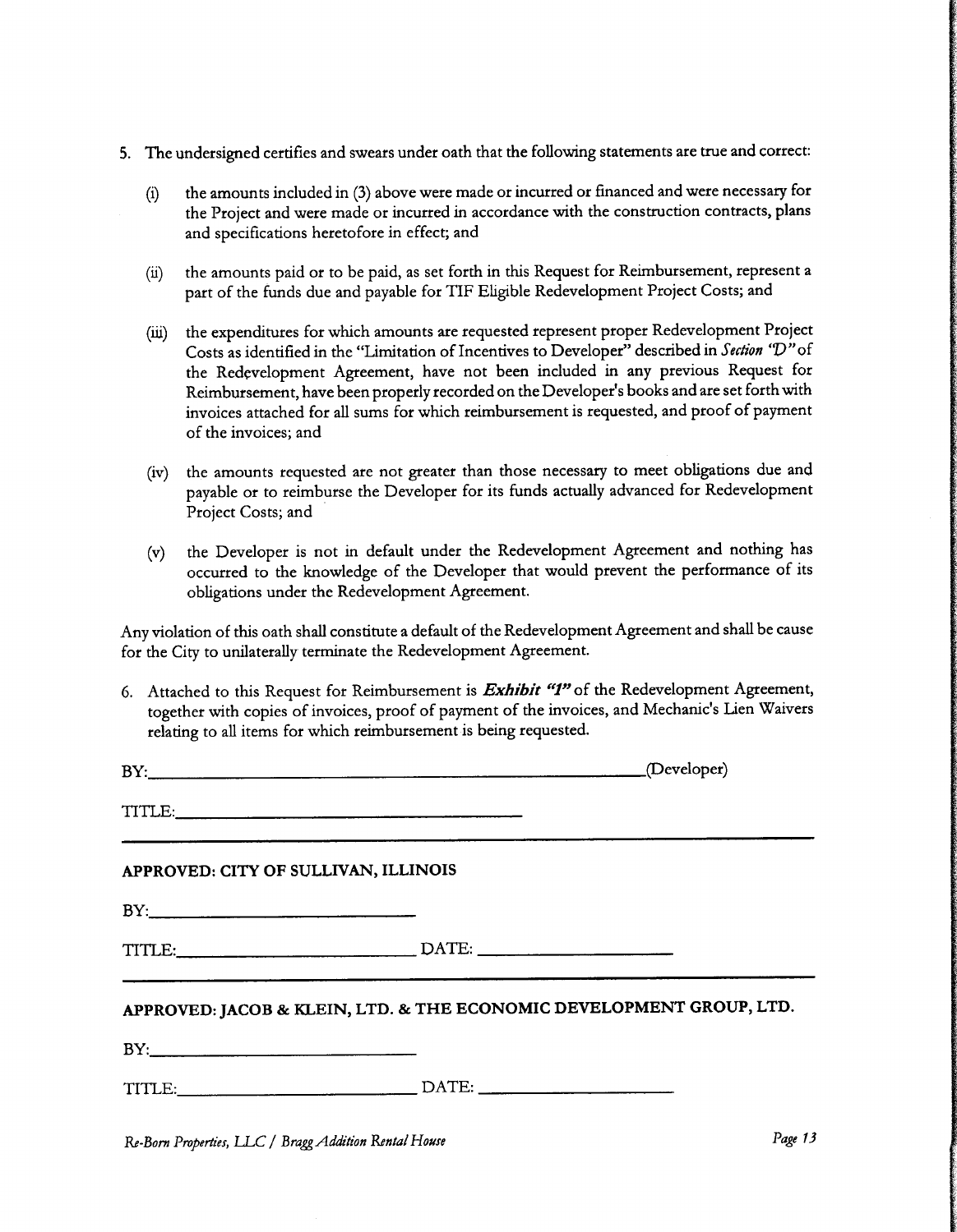5. The undersigned certifies and swears under oath that the following statements are true and correct:

   (i) the amounts included in (3) above were made or incurred or financed and were necessary for the Project and were made or incurred in accordance with the construction contracts, plans and specifications heretofore in effect; and

   (ii) the amounts paid or to be paid, as set forth in this Request for Reimbursement, represent a part of the funds due and payable for TIF Eligible Redevelopment Project Costs; and

   (iii) the expenditures for which amounts are requested represent proper Redevelopment Project Costs as identified in the "Limitation of Incentives to Developer" described in *Section "D"* of the Redevelopment Agreement, have not been included in any previous Request for Reimbursement, have been properly recorded on the Developer's books and are set forth with invoices attached for all sums for which reimbursement is requested, and proof of payment of the invoices; and

   (iv) the amounts requested are not greater than those necessary to meet obligations due and payable or to reimburse the Developer for its funds actually advanced for Redevelopment Project Costs; and

   (v) the Developer is not in default under the Redevelopment Agreement and nothing has occurred to the knowledge of the Developer that would prevent the performance of its obligations under the Redevelopment Agreement.

Any violation of this oath shall constitute a default of the Redevelopment Agreement and shall be cause for the City to unilaterally terminate the Redevelopment Agreement.

6. Attached to this Request for Reimbursement is ***Exhibit "1"*** of the Redevelopment Agreement, together with copies of invoices, proof of payment of the invoices, and Mechanic's Lien Waivers relating to all items for which reimbursement is being requested.

BY:______________________________________________(Developer)

TITLE:______________________________

---

**APPROVED: CITY OF SULLIVAN, ILLINOIS**

BY:________________________

TITLE:______________________ DATE: ____________________

---

**APPROVED: JACOB & KLEIN, LTD. & THE ECONOMIC DEVELOPMENT GROUP, LTD.**

BY:________________________

TITLE:______________________ DATE: ____________________